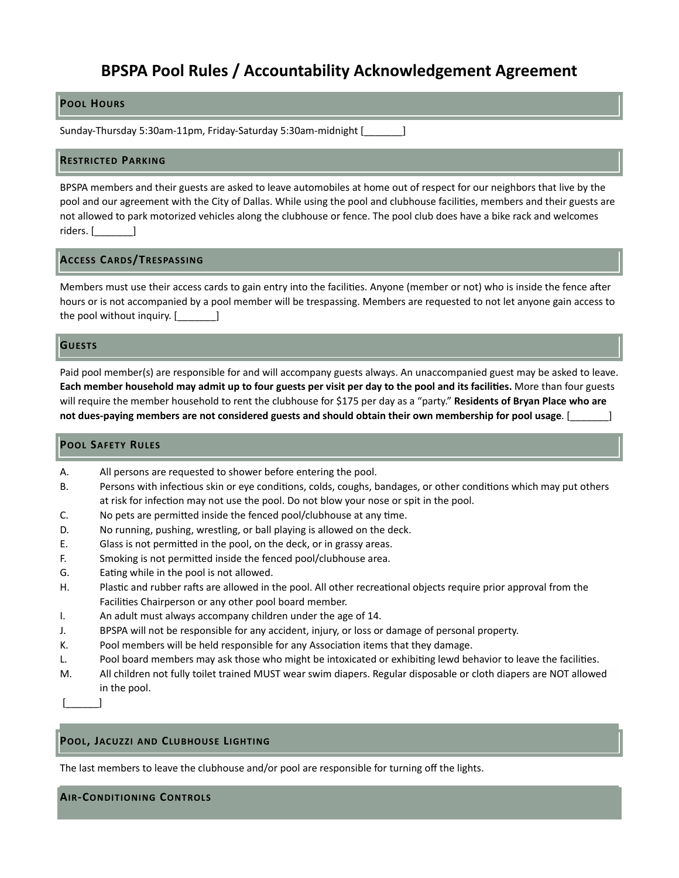# BPSPA Pool Rules / Accountability Acknowledgement Agreement

## Pool Hours

Sunday-Thursday 5:30am-11pm, Friday-Saturday 5:30am-midnight [_______]

## Restricted Parking

BPSPA members and their guests are asked to leave automobiles at home out of respect for our neighbors that live by the pool and our agreement with the City of Dallas. While using the pool and clubhouse facilities, members and their guests are not allowed to park motorized vehicles along the clubhouse or fence. The pool club does have a bike rack and welcomes riders. [_______]

## Access Cards/Trespassing

Members must use their access cards to gain entry into the facilities. Anyone (member or not) who is inside the fence after hours or is not accompanied by a pool member will be trespassing. Members are requested to not let anyone gain access to the pool without inquiry. [_______]

## Guests

Paid pool member(s) are responsible for and will accompany guests always. An unaccompanied guest may be asked to leave. **Each member household may admit up to four guests per visit per day to the pool and its facilities.** More than four guests will require the member household to rent the clubhouse for $175 per day as a "party." **Residents of Bryan Place who are not dues-paying members are not considered guests and should obtain their own membership for pool usage**. [_______]

## Pool Safety Rules

A. All persons are requested to shower before entering the pool.

B. Persons with infectious skin or eye conditions, colds, coughs, bandages, or other conditions which may put others at risk for infection may not use the pool. Do not blow your nose or spit in the pool.

C. No pets are permitted inside the fenced pool/clubhouse at any time.

D. No running, pushing, wrestling, or ball playing is allowed on the deck.

E. Glass is not permitted in the pool, on the deck, or in grassy areas.

F. Smoking is not permitted inside the fenced pool/clubhouse area.

G. Eating while in the pool is not allowed.

H. Plastic and rubber rafts are allowed in the pool. All other recreational objects require prior approval from the Facilities Chairperson or any other pool board member.

I. An adult must always accompany children under the age of 14.

J. BPSPA will not be responsible for any accident, injury, or loss or damage of personal property.

K. Pool members will be held responsible for any Association items that they damage.

L. Pool board members may ask those who might be intoxicated or exhibiting lewd behavior to leave the facilities.

M. All children not fully toilet trained MUST wear swim diapers. Regular disposable or cloth diapers are NOT allowed in the pool.

[______]

## Pool, Jacuzzi and Clubhouse Lighting

The last members to leave the clubhouse and/or pool are responsible for turning off the lights.

## Air-Conditioning Controls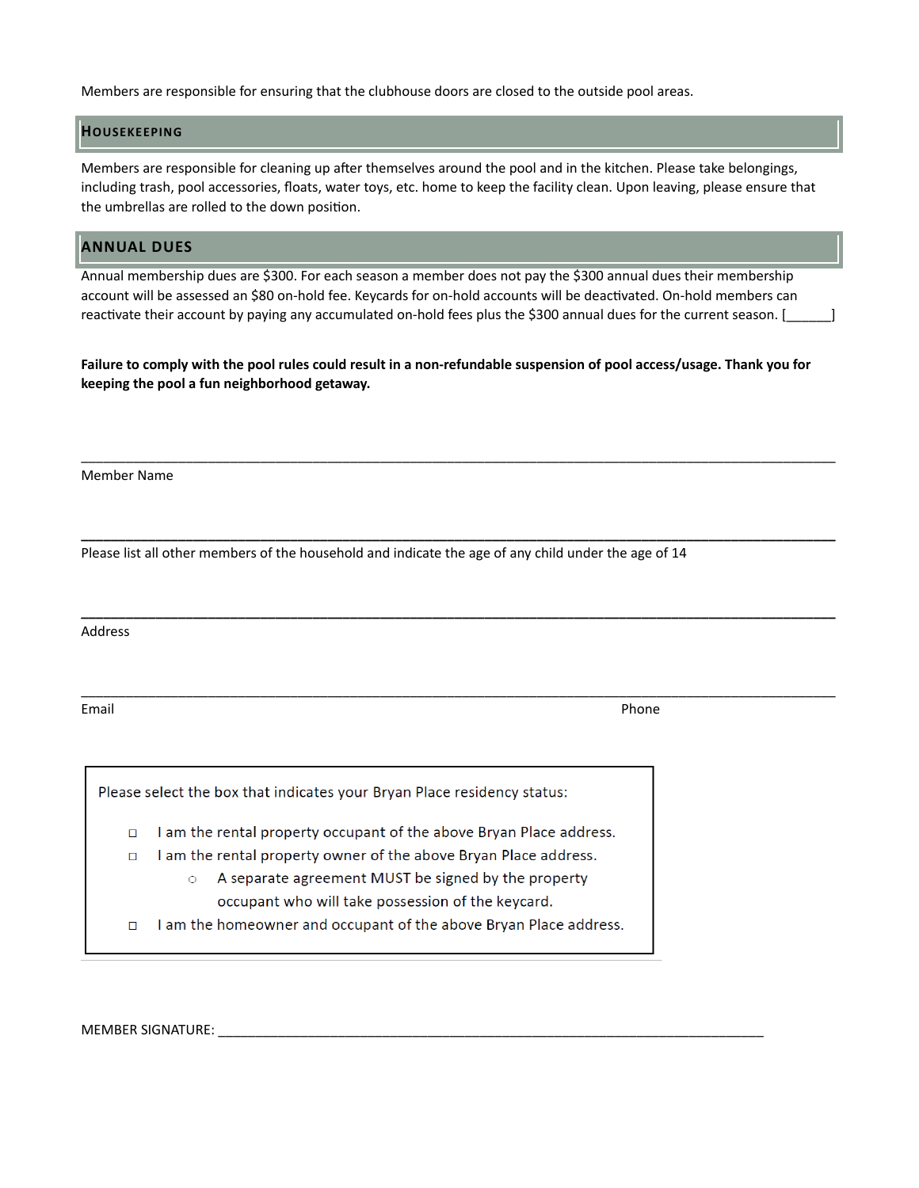Members are responsible for ensuring that the clubhouse doors are closed to the outside pool areas.

## HOUSEKEEPING

Members are responsible for cleaning up after themselves around the pool and in the kitchen. Please take belongings, including trash, pool accessories, floats, water toys, etc. home to keep the facility clean. Upon leaving, please ensure that the umbrellas are rolled to the down position.

## ANNUAL DUES

Annual membership dues are $300. For each season a member does not pay the $300 annual dues their membership account will be assessed an $80 on-hold fee. Keycards for on-hold accounts will be deactivated. On-hold members can reactivate their account by paying any accumulated on-hold fees plus the $300 annual dues for the current season. [______]

**Failure to comply with the pool rules could result in a non-refundable suspension of pool access/usage. Thank you for keeping the pool a fun neighborhood getaway.**

______________________________________________________________________________

Member Name

______________________________________________________________________________

Please list all other members of the household and indicate the age of any child under the age of 14

______________________________________________________________________________

Address

______________________________________________________________________________

Email Phone

Please select the box that indicates your Bryan Place residency status:

- ☐ I am the rental property occupant of the above Bryan Place address.
- ☐ I am the rental property owner of the above Bryan Place address.
  - A separate agreement MUST be signed by the property occupant who will take possession of the keycard.
- ☐ I am the homeowner and occupant of the above Bryan Place address.

MEMBER SIGNATURE: ______________________________________________________________